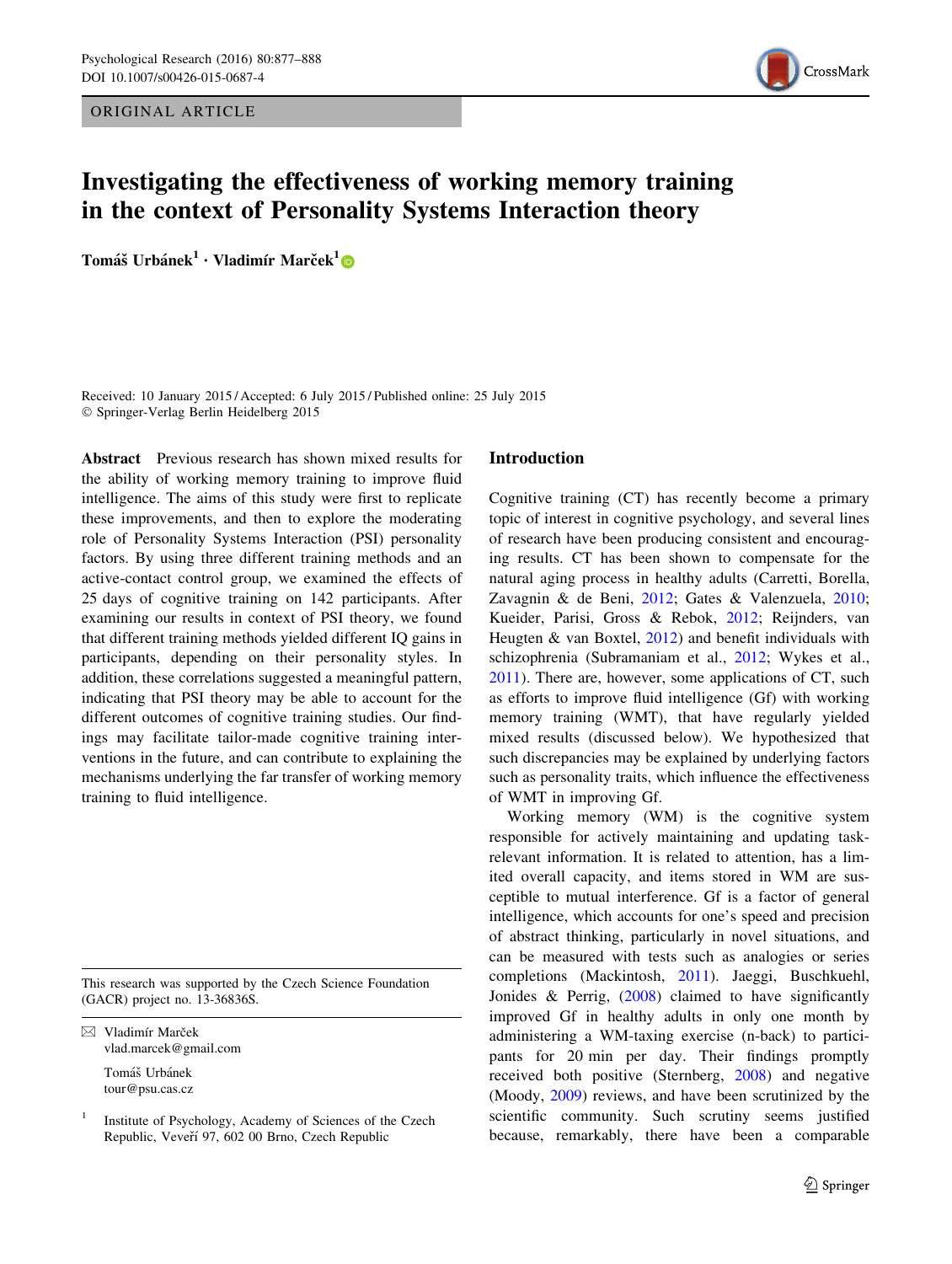ORIGINAL ARTICLE

# Investigating the effectiveness of working memory training in the context of Personality Systems Interaction theory

**Tomáš Urbánek[1] · Vladimír Marček[1]**

Received: 10 January 2015 / Accepted: 6 July 2015 / Published online: 25 July 2015
© Springer-Verlag Berlin Heidelberg 2015

**Abstract** Previous research has shown mixed results for the ability of working memory training to improve fluid intelligence. The aims of this study were first to replicate these improvements, and then to explore the moderating role of Personality Systems Interaction (PSI) personality factors. By using three different training methods and an active-contact control group, we examined the effects of 25 days of cognitive training on 142 participants. After examining our results in context of PSI theory, we found that different training methods yielded different IQ gains in participants, depending on their personality styles. In addition, these correlations suggested a meaningful pattern, indicating that PSI theory may be able to account for the different outcomes of cognitive training studies. Our findings may facilitate tailor-made cognitive training interventions in the future, and can contribute to explaining the mechanisms underlying the far transfer of working memory training to fluid intelligence.

This research was supported by the Czech Science Foundation (GACR) project no. 13-36836S.

✉ Vladimír Marček
vlad.marcek@gmail.com

Tomáš Urbánek
tour@psu.cas.cz

[1] Institute of Psychology, Academy of Sciences of the Czech Republic, Veveří 97, 602 00 Brno, Czech Republic

## Introduction

Cognitive training (CT) has recently become a primary topic of interest in cognitive psychology, and several lines of research have been producing consistent and encouraging results. CT has been shown to compensate for the natural aging process in healthy adults (Carretti, Borella, Zavagnin & de Beni, 2012; Gates & Valenzuela, 2010; Kueider, Parisi, Gross & Rebok, 2012; Reijnders, van Heugten & van Boxtel, 2012) and benefit individuals with schizophrenia (Subramaniam et al., 2012; Wykes et al., 2011). There are, however, some applications of CT, such as efforts to improve fluid intelligence (Gf) with working memory training (WMT), that have regularly yielded mixed results (discussed below). We hypothesized that such discrepancies may be explained by underlying factors such as personality traits, which influence the effectiveness of WMT in improving Gf.

Working memory (WM) is the cognitive system responsible for actively maintaining and updating task-relevant information. It is related to attention, has a limited overall capacity, and items stored in WM are susceptible to mutual interference. Gf is a factor of general intelligence, which accounts for one's speed and precision of abstract thinking, particularly in novel situations, and can be measured with tests such as analogies or series completions (Mackintosh, 2011). Jaeggi, Buschkuehl, Jonides & Perrig, (2008) claimed to have significantly improved Gf in healthy adults in only one month by administering a WM-taxing exercise (n-back) to participants for 20 min per day. Their findings promptly received both positive (Sternberg, 2008) and negative (Moody, 2009) reviews, and have been scrutinized by the scientific community. Such scrutiny seems justified because, remarkably, there have been a comparable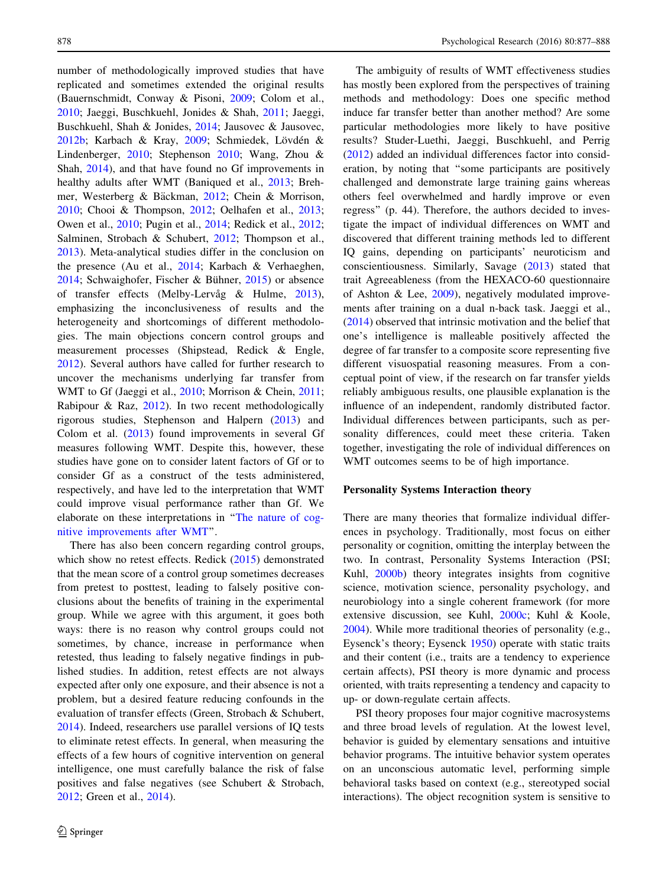number of methodologically improved studies that have replicated and sometimes extended the original results (Bauernschmidt, Conway & Pisoni, 2009; Colom et al., 2010; Jaeggi, Buschkuehl, Jonides & Shah, 2011; Jaeggi, Buschkuehl, Shah & Jonides, 2014; Jausovec & Jausovec, 2012b; Karbach & Kray, 2009; Schmiedek, Lövdén & Lindenberger, 2010; Stephenson 2010; Wang, Zhou & Shah, 2014), and that have found no Gf improvements in healthy adults after WMT (Baniqued et al., 2013; Brehmer, Westerberg & Bäckman, 2012; Chein & Morrison, 2010; Chooi & Thompson, 2012; Oelhafen et al., 2013; Owen et al., 2010; Pugin et al., 2014; Redick et al., 2012; Salminen, Strobach & Schubert, 2012; Thompson et al., 2013). Meta-analytical studies differ in the conclusion on the presence (Au et al., 2014; Karbach & Verhaeghen, 2014; Schwaighofer, Fischer & Bühner, 2015) or absence of transfer effects (Melby-Lervåg & Hulme, 2013), emphasizing the inconclusiveness of results and the heterogeneity and shortcomings of different methodologies. The main objections concern control groups and measurement processes (Shipstead, Redick & Engle, 2012). Several authors have called for further research to uncover the mechanisms underlying far transfer from WMT to Gf (Jaeggi et al., 2010; Morrison & Chein, 2011; Rabipour & Raz, 2012). In two recent methodologically rigorous studies, Stephenson and Halpern (2013) and Colom et al. (2013) found improvements in several Gf measures following WMT. Despite this, however, these studies have gone on to consider latent factors of Gf or to consider Gf as a construct of the tests administered, respectively, and have led to the interpretation that WMT could improve visual performance rather than Gf. We elaborate on these interpretations in "The nature of cognitive improvements after WMT".

There has also been concern regarding control groups, which show no retest effects. Redick (2015) demonstrated that the mean score of a control group sometimes decreases from pretest to posttest, leading to falsely positive conclusions about the benefits of training in the experimental group. While we agree with this argument, it goes both ways: there is no reason why control groups could not sometimes, by chance, increase in performance when retested, thus leading to falsely negative findings in published studies. In addition, retest effects are not always expected after only one exposure, and their absence is not a problem, but a desired feature reducing confounds in the evaluation of transfer effects (Green, Strobach & Schubert, 2014). Indeed, researchers use parallel versions of IQ tests to eliminate retest effects. In general, when measuring the effects of a few hours of cognitive intervention on general intelligence, one must carefully balance the risk of false positives and false negatives (see Schubert & Strobach, 2012; Green et al., 2014).

The ambiguity of results of WMT effectiveness studies has mostly been explored from the perspectives of training methods and methodology: Does one specific method induce far transfer better than another method? Are some particular methodologies more likely to have positive results? Studer-Luethi, Jaeggi, Buschkuehl, and Perrig (2012) added an individual differences factor into consideration, by noting that "some participants are positively challenged and demonstrate large training gains whereas others feel overwhelmed and hardly improve or even regress" (p. 44). Therefore, the authors decided to investigate the impact of individual differences on WMT and discovered that different training methods led to different IQ gains, depending on participants' neuroticism and conscientiousness. Similarly, Savage (2013) stated that trait Agreeableness (from the HEXACO-60 questionnaire of Ashton & Lee, 2009), negatively modulated improvements after training on a dual n-back task. Jaeggi et al., (2014) observed that intrinsic motivation and the belief that one's intelligence is malleable positively affected the degree of far transfer to a composite score representing five different visuospatial reasoning measures. From a conceptual point of view, if the research on far transfer yields reliably ambiguous results, one plausible explanation is the influence of an independent, randomly distributed factor. Individual differences between participants, such as personality differences, could meet these criteria. Taken together, investigating the role of individual differences on WMT outcomes seems to be of high importance.

## Personality Systems Interaction theory

There are many theories that formalize individual differences in psychology. Traditionally, most focus on either personality or cognition, omitting the interplay between the two. In contrast, Personality Systems Interaction (PSI; Kuhl, 2000b) theory integrates insights from cognitive science, motivation science, personality psychology, and neurobiology into a single coherent framework (for more extensive discussion, see Kuhl, 2000c; Kuhl & Koole, 2004). While more traditional theories of personality (e.g., Eysenck's theory; Eysenck 1950) operate with static traits and their content (i.e., traits are a tendency to experience certain affects), PSI theory is more dynamic and process oriented, with traits representing a tendency and capacity to up- or down-regulate certain affects.

PSI theory proposes four major cognitive macrosystems and three broad levels of regulation. At the lowest level, behavior is guided by elementary sensations and intuitive behavior programs. The intuitive behavior system operates on an unconscious automatic level, performing simple behavioral tasks based on context (e.g., stereotyped social interactions). The object recognition system is sensitive to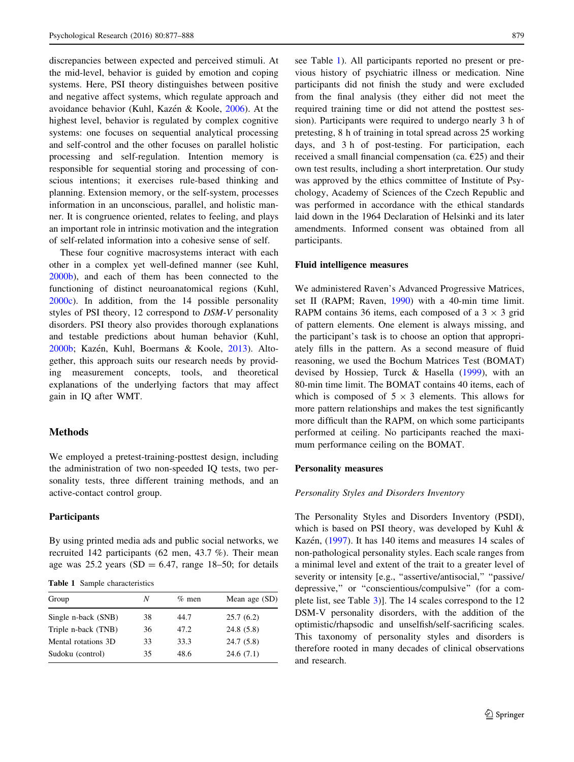discrepancies between expected and perceived stimuli. At the mid-level, behavior is guided by emotion and coping systems. Here, PSI theory distinguishes between positive and negative affect systems, which regulate approach and avoidance behavior (Kuhl, Kazén & Koole, 2006). At the highest level, behavior is regulated by complex cognitive systems: one focuses on sequential analytical processing and self-control and the other focuses on parallel holistic processing and self-regulation. Intention memory is responsible for sequential storing and processing of conscious intentions; it exercises rule-based thinking and planning. Extension memory, or the self-system, processes information in an unconscious, parallel, and holistic manner. It is congruence oriented, relates to feeling, and plays an important role in intrinsic motivation and the integration of self-related information into a cohesive sense of self.

These four cognitive macrosystems interact with each other in a complex yet well-defined manner (see Kuhl, 2000b), and each of them has been connected to the functioning of distinct neuroanatomical regions (Kuhl, 2000c). In addition, from the 14 possible personality styles of PSI theory, 12 correspond to *DSM-V* personality disorders. PSI theory also provides thorough explanations and testable predictions about human behavior (Kuhl, 2000b; Kazén, Kuhl, Boermans & Koole, 2013). Altogether, this approach suits our research needs by providing measurement concepts, tools, and theoretical explanations of the underlying factors that may affect gain in IQ after WMT.

## Methods

We employed a pretest-training-posttest design, including the administration of two non-speeded IQ tests, two personality tests, three different training methods, and an active-contact control group.

### Participants

By using printed media ads and public social networks, we recruited 142 participants (62 men, 43.7 %). Their mean age was 25.2 years (SD = 6.47, range 18–50; for details see Table 1). All participants reported no present or previous history of psychiatric illness or medication. Nine participants did not finish the study and were excluded from the final analysis (they either did not meet the required training time or did not attend the posttest session). Participants were required to undergo nearly 3 h of pretesting, 8 h of training in total spread across 25 working days, and 3 h of post-testing. For participation, each received a small financial compensation (ca. €25) and their own test results, including a short interpretation. Our study was approved by the ethics committee of Institute of Psychology, Academy of Sciences of the Czech Republic and was performed in accordance with the ethical standards laid down in the 1964 Declaration of Helsinki and its later amendments. Informed consent was obtained from all participants.

**Table 1** Sample characteristics

| Group | *N* | % men | Mean age (SD) |
|---|---|---|---|
| Single n-back (SNB) | 38 | 44.7 | 25.7 (6.2) |
| Triple n-back (TNB) | 36 | 47.2 | 24.8 (5.8) |
| Mental rotations 3D | 33 | 33.3 | 24.7 (5.8) |
| Sudoku (control) | 35 | 48.6 | 24.6 (7.1) |

### Fluid intelligence measures

We administered Raven's Advanced Progressive Matrices, set II (RAPM; Raven, 1990) with a 40-min time limit. RAPM contains 36 items, each composed of a 3 × 3 grid of pattern elements. One element is always missing, and the participant's task is to choose an option that appropriately fills in the pattern. As a second measure of fluid reasoning, we used the Bochum Matrices Test (BOMAT) devised by Hossiep, Turck & Hasella (1999), with an 80-min time limit. The BOMAT contains 40 items, each of which is composed of 5 × 3 elements. This allows for more pattern relationships and makes the test significantly more difficult than the RAPM, on which some participants performed at ceiling. No participants reached the maximum performance ceiling on the BOMAT.

### Personality measures

#### *Personality Styles and Disorders Inventory*

The Personality Styles and Disorders Inventory (PSDI), which is based on PSI theory, was developed by Kuhl & Kazén, (1997). It has 140 items and measures 14 scales of non-pathological personality styles. Each scale ranges from a minimal level and extent of the trait to a greater level of severity or intensity [e.g., "assertive/antisocial," "passive/depressive," or "conscientious/compulsive" (for a complete list, see Table 3)]. The 14 scales correspond to the 12 DSM-V personality disorders, with the addition of the optimistic/rhapsodic and unselfish/self-sacrificing scales. This taxonomy of personality styles and disorders is therefore rooted in many decades of clinical observations and research.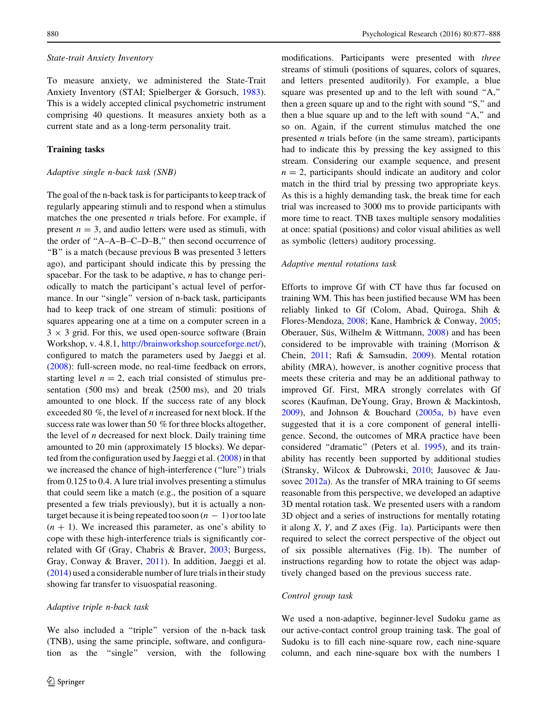*State-trait Anxiety Inventory*

To measure anxiety, we administered the State-Trait Anxiety Inventory (STAI; Spielberger & Gorsuch, 1983). This is a widely accepted clinical psychometric instrument comprising 40 questions. It measures anxiety both as a current state and as a long-term personality trait.

### Training tasks

*Adaptive single n-back task (SNB)*

The goal of the n-back task is for participants to keep track of regularly appearing stimuli and to respond when a stimulus matches the one presented $n$ trials before. For example, if present $n = 3$, and audio letters were used as stimuli, with the order of "A–A–B–C–D–B," then second occurrence of "B" is a match (because previous B was presented 3 letters ago), and participant should indicate this by pressing the spacebar. For the task to be adaptive, $n$ has to change periodically to match the participant's actual level of performance. In our "single" version of n-back task, participants had to keep track of one stream of stimuli: positions of squares appearing one at a time on a computer screen in a $3 \times 3$ grid. For this, we used open-source software (Brain Workshop, v. 4.8.1, http://brainworkshop.sourceforge.net/), configured to match the parameters used by Jaeggi et al. (2008): full-screen mode, no real-time feedback on errors, starting level $n = 2$, each trial consisted of stimulus presentation (500 ms) and break (2500 ms), and 20 trials amounted to one block. If the success rate of any block exceeded 80 %, the level of $n$ increased for next block. If the success rate was lower than 50 % for three blocks altogether, the level of $n$ decreased for next block. Daily training time amounted to 20 min (approximately 15 blocks). We departed from the configuration used by Jaeggi et al. (2008) in that we increased the chance of high-interference ("lure") trials from 0.125 to 0.4. A lure trial involves presenting a stimulus that could seem like a match (e.g., the position of a square presented a few trials previously), but it is actually a non-target because it is being repeated too soon ($n - 1$) or too late ($n + 1$). We increased this parameter, as one's ability to cope with these high-interference trials is significantly correlated with Gf (Gray, Chabris & Braver, 2003; Burgess, Gray, Conway & Braver, 2011). In addition, Jaeggi et al. (2014) used a considerable number of lure trials in their study showing far transfer to visuospatial reasoning.

*Adaptive triple n-back task*

We also included a "triple" version of the n-back task (TNB), using the same principle, software, and configuration as the "single" version, with the following modifications. Participants were presented with *three* streams of stimuli (positions of squares, colors of squares, and letters presented auditorily). For example, a blue square was presented up and to the left with sound "A," then a green square up and to the right with sound "S," and then a blue square up and to the left with sound "A," and so on. Again, if the current stimulus matched the one presented $n$ trials before (in the same stream), participants had to indicate this by pressing the key assigned to this stream. Considering our example sequence, and present $n = 2$, participants should indicate an auditory and color match in the third trial by pressing two appropriate keys. As this is a highly demanding task, the break time for each trial was increased to 3000 ms to provide participants with more time to react. TNB taxes multiple sensory modalities at once: spatial (positions) and color visual abilities as well as symbolic (letters) auditory processing.

*Adaptive mental rotations task*

Efforts to improve Gf with CT have thus far focused on training WM. This has been justified because WM has been reliably linked to Gf (Colom, Abad, Quiroga, Shih & Flores-Mendoza, 2008; Kane, Hambrick & Conway, 2005; Oberauer, Süs, Wilhelm & Wittmann, 2008) and has been considered to be improvable with training (Morrison & Chein, 2011; Rafi & Samsudin, 2009). Mental rotation ability (MRA), however, is another cognitive process that meets these criteria and may be an additional pathway to improved Gf. First, MRA strongly correlates with Gf scores (Kaufman, DeYoung, Gray, Brown & Mackintosh, 2009), and Johnson & Bouchard (2005a, b) have even suggested that it is a core component of general intelligence. Second, the outcomes of MRA practice have been considered "dramatic" (Peters et al. 1995), and its trainability has recently been supported by additional studies (Stransky, Wilcox & Dubrowski, 2010; Jausovec & Jausovec 2012a). As the transfer of MRA training to Gf seems reasonable from this perspective, we developed an adaptive 3D mental rotation task. We presented users with a random 3D object and a series of instructions for mentally rotating it along $X$, $Y$, and $Z$ axes (Fig. 1a). Participants were then required to select the correct perspective of the object out of six possible alternatives (Fig. 1b). The number of instructions regarding how to rotate the object was adaptively changed based on the previous success rate.

*Control group task*

We used a non-adaptive, beginner-level Sudoku game as our active-contact control group training task. The goal of Sudoku is to fill each nine-square row, each nine-square column, and each nine-square box with the numbers 1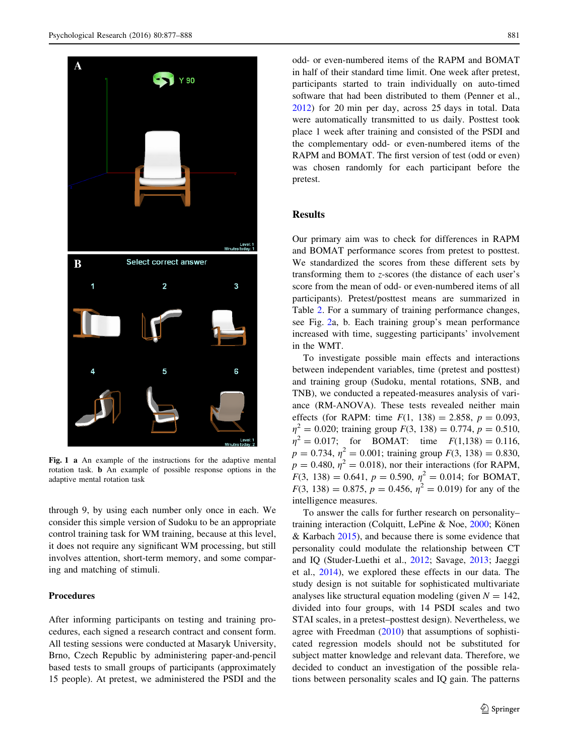Fig. 1 **a** An example of the instructions for the adaptive mental rotation task. **b** An example of possible response options in the adaptive mental rotation task

through 9, by using each number only once in each. We consider this simple version of Sudoku to be an appropriate control training task for WM training, because at this level, it does not require any significant WM processing, but still involves attention, short-term memory, and some comparing and matching of stimuli.

### Procedures

After informing participants on testing and training procedures, each signed a research contract and consent form. All testing sessions were conducted at Masaryk University, Brno, Czech Republic by administering paper-and-pencil based tests to small groups of participants (approximately 15 people). At pretest, we administered the PSDI and the odd- or even-numbered items of the RAPM and BOMAT in half of their standard time limit. One week after pretest, participants started to train individually on auto-timed software that had been distributed to them (Penner et al., 2012) for 20 min per day, across 25 days in total. Data were automatically transmitted to us daily. Posttest took place 1 week after training and consisted of the PSDI and the complementary odd- or even-numbered items of the RAPM and BOMAT. The first version of test (odd or even) was chosen randomly for each participant before the pretest.

## Results

Our primary aim was to check for differences in RAPM and BOMAT performance scores from pretest to posttest. We standardized the scores from these different sets by transforming them to *z*-scores (the distance of each user's score from the mean of odd- or even-numbered items of all participants). Pretest/posttest means are summarized in Table 2. For a summary of training performance changes, see Fig. 2a, b. Each training group's mean performance increased with time, suggesting participants' involvement in the WMT.

To investigate possible main effects and interactions between independent variables, time (pretest and posttest) and training group (Sudoku, mental rotations, SNB, and TNB), we conducted a repeated-measures analysis of variance (RM-ANOVA). These tests revealed neither main effects (for RAPM: time $F(1, 138) = 2.858$, $p = 0.093$, $\eta^2 = 0.020$; training group $F(3, 138) = 0.774$, $p = 0.510$, $\eta^2 = 0.017$; for BOMAT: time $F(1,138) = 0.116$, $p = 0.734$, $\eta^2 = 0.001$; training group $F(3, 138) = 0.830$, $p = 0.480$, $\eta^2 = 0.018$), nor their interactions (for RAPM, $F(3, 138) = 0.641$, $p = 0.590$, $\eta^2 = 0.014$; for BOMAT, $F(3, 138) = 0.875$, $p = 0.456$, $\eta^2 = 0.019$) for any of the intelligence measures.

To answer the calls for further research on personality–training interaction (Colquitt, LePine & Noe, 2000; Könen & Karbach 2015), and because there is some evidence that personality could modulate the relationship between CT and IQ (Studer-Luethi et al., 2012; Savage, 2013; Jaeggi et al., 2014), we explored these effects in our data. The study design is not suitable for sophisticated multivariate analyses like structural equation modeling (given $N = 142$, divided into four groups, with 14 PSDI scales and two STAI scales, in a pretest–posttest design). Nevertheless, we agree with Freedman (2010) that assumptions of sophisticated regression models should not be substituted for subject matter knowledge and relevant data. Therefore, we decided to conduct an investigation of the possible relations between personality scales and IQ gain. The patterns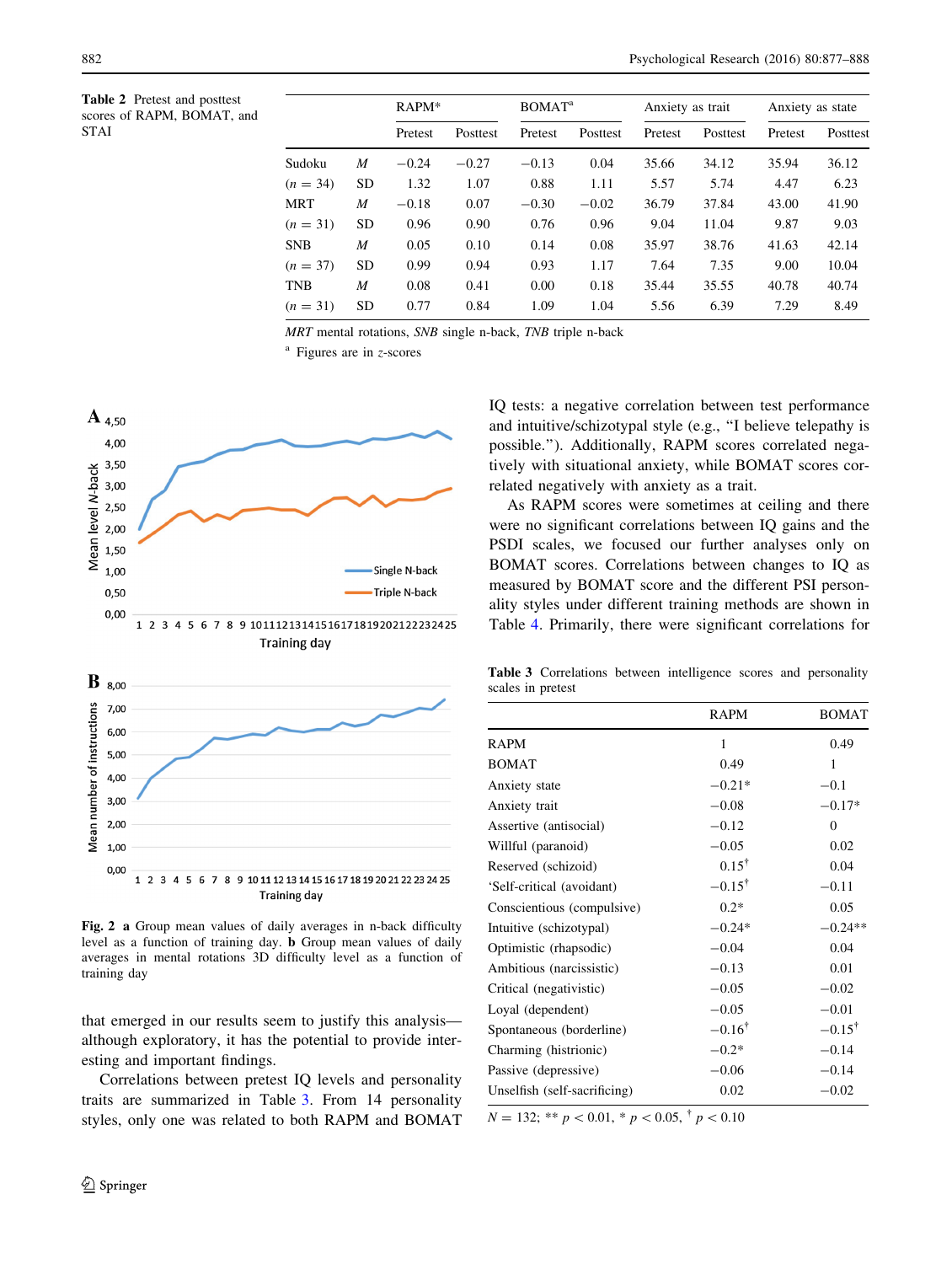**Table 2** Pretest and posttest scores of RAPM, BOMAT, and STAI

| | | RAPM* | | BOMAT[a] | | Anxiety as trait | | Anxiety as state | |
|---|---|---|---|---|---|---|---|---|---|
| | | Pretest | Posttest | Pretest | Posttest | Pretest | Posttest | Pretest | Posttest |
| Sudoku | *M* | −0.24 | −0.27 | −0.13 | 0.04 | 35.66 | 34.12 | 35.94 | 36.12 |
| ($n = 34$) | SD | 1.32 | 1.07 | 0.88 | 1.11 | 5.57 | 5.74 | 4.47 | 6.23 |
| MRT | *M* | −0.18 | 0.07 | −0.30 | −0.02 | 36.79 | 37.84 | 43.00 | 41.90 |
| ($n = 31$) | SD | 0.96 | 0.90 | 0.76 | 0.96 | 9.04 | 11.04 | 9.87 | 9.03 |
| SNB | *M* | 0.05 | 0.10 | 0.14 | 0.08 | 35.97 | 38.76 | 41.63 | 42.14 |
| ($n = 37$) | SD | 0.99 | 0.94 | 0.93 | 1.17 | 7.64 | 7.35 | 9.00 | 10.04 |
| TNB | *M* | 0.08 | 0.41 | 0.00 | 0.18 | 35.44 | 35.55 | 40.78 | 40.74 |
| ($n = 31$) | SD | 0.77 | 0.84 | 1.09 | 1.04 | 5.56 | 6.39 | 7.29 | 8.49 |

*MRT* mental rotations, *SNB* single n-back, *TNB* triple n-back

[a] Figures are in *z*-scores

**Fig. 2** **a** Group mean values of daily averages in n-back difficulty level as a function of training day. **b** Group mean values of daily averages in mental rotations 3D difficulty level as a function of training day

that emerged in our results seem to justify this analysis—although exploratory, it has the potential to provide interesting and important findings.

Correlations between pretest IQ levels and personality traits are summarized in Table 3. From 14 personality styles, only one was related to both RAPM and BOMAT IQ tests: a negative correlation between test performance and intuitive/schizotypal style (e.g., "I believe telepathy is possible."). Additionally, RAPM scores correlated negatively with situational anxiety, while BOMAT scores correlated negatively with anxiety as a trait.

As RAPM scores were sometimes at ceiling and there were no significant correlations between IQ gains and the PSDI scales, we focused our further analyses only on BOMAT scores. Correlations between changes to IQ as measured by BOMAT score and the different PSI personality styles under different training methods are shown in Table 4. Primarily, there were significant correlations for

**Table 3** Correlations between intelligence scores and personality scales in pretest

| | RAPM | BOMAT |
|---|---|---|
| RAPM | 1 | 0.49 |
| BOMAT | 0.49 | 1 |
| Anxiety state | −0.21* | −0.1 |
| Anxiety trait | −0.08 | −0.17* |
| Assertive (antisocial) | −0.12 | 0 |
| Willful (paranoid) | −0.05 | 0.02 |
| Reserved (schizoid) | 0.15[†] | 0.04 |
| 'Self-critical (avoidant) | −0.15[†] | −0.11 |
| Conscientious (compulsive) | 0.2* | 0.05 |
| Intuitive (schizotypal) | −0.24* | −0.24** |
| Optimistic (rhapsodic) | −0.04 | 0.04 |
| Ambitious (narcissistic) | −0.13 | 0.01 |
| Critical (negativistic) | −0.05 | −0.02 |
| Loyal (dependent) | −0.05 | −0.01 |
| Spontaneous (borderline) | −0.16[†] | −0.15[†] |
| Charming (histrionic) | −0.2* | −0.14 |
| Passive (depressive) | −0.06 | −0.14 |
| Unselfish (self-sacrificing) | 0.02 | −0.02 |

$N = 132$; ** $p < 0.01$, * $p < 0.05$, [†] $p < 0.10$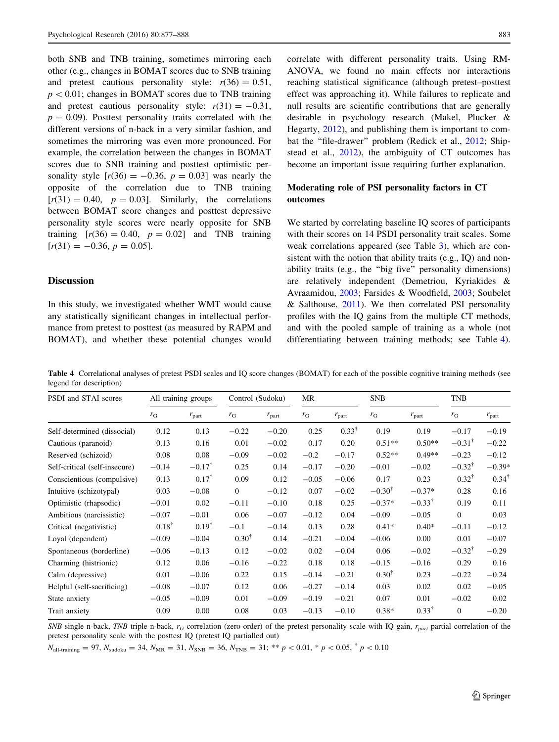both SNB and TNB training, sometimes mirroring each other (e.g., changes in BOMAT scores due to SNB training and pretest cautious personality style: $r(36) = 0.51$, $p < 0.01$; changes in BOMAT scores due to TNB training and pretest cautious personality style: $r(31) = -0.31$, $p = 0.09$). Posttest personality traits correlated with the different versions of n-back in a very similar fashion, and sometimes the mirroring was even more pronounced. For example, the correlation between the changes in BOMAT scores due to SNB training and posttest optimistic personality style [$r(36) = -0.36$, $p = 0.03$] was nearly the opposite of the correlation due to TNB training [$r(31) = 0.40$, $p = 0.03$]. Similarly, the correlations between BOMAT score changes and posttest depressive personality style scores were nearly opposite for SNB training [$r(36) = 0.40$, $p = 0.02$] and TNB training [$r(31) = -0.36$, $p = 0.05$].

## Discussion

In this study, we investigated whether WMT would cause any statistically significant changes in intellectual performance from pretest to posttest (as measured by RAPM and BOMAT), and whether these potential changes would correlate with different personality traits. Using RM-ANOVA, we found no main effects nor interactions reaching statistical significance (although pretest–posttest effect was approaching it). While failures to replicate and null results are scientific contributions that are generally desirable in psychology research (Makel, Plucker & Hegarty, 2012), and publishing them is important to combat the "file-drawer" problem (Redick et al., 2012; Shipstead et al., 2012), the ambiguity of CT outcomes has become an important issue requiring further explanation.

### Moderating role of PSI personality factors in CT outcomes

We started by correlating baseline IQ scores of participants with their scores on 14 PSDI personality trait scales. Some weak correlations appeared (see Table 3), which are consistent with the notion that ability traits (e.g., IQ) and non-ability traits (e.g., the "big five" personality dimensions) are relatively independent (Demetriou, Kyriakides & Avraamidou, 2003; Farsides & Woodfield, 2003; Soubelet & Salthouse, 2011). We then correlated PSI personality profiles with the IQ gains from the multiple CT methods, and with the pooled sample of training as a whole (not differentiating between training methods; see Table 4).

**Table 4** Correlational analyses of pretest PSDI scales and IQ score changes (BOMAT) for each of the possible cognitive training methods (see legend for description)

| PSDI and STAI scores | All training groups | | Control (Sudoku) | | MR | | SNB | | TNB | |
|---|---|---|---|---|---|---|---|---|---|---|
| | $r_G$ | $r_{part}$ | $r_G$ | $r_{part}$ | $r_G$ | $r_{part}$ | $r_G$ | $r_{part}$ | $r_G$ | $r_{part}$ |
| Self-determined (dissocial) | 0.12 | 0.13 | −0.22 | −0.20 | 0.25 | 0.33† | 0.19 | 0.19 | −0.17 | −0.19 |
| Cautious (paranoid) | 0.13 | 0.16 | 0.01 | −0.02 | 0.17 | 0.20 | 0.51** | 0.50** | −0.31† | −0.22 |
| Reserved (schizoid) | 0.08 | 0.08 | −0.09 | −0.02 | −0.2 | −0.17 | 0.52** | 0.49** | −0.23 | −0.12 |
| Self-critical (self-insecure) | −0.14 | −0.17† | 0.25 | 0.14 | −0.17 | −0.20 | −0.01 | −0.02 | −0.32† | −0.39* |
| Conscientious (compulsive) | 0.13 | 0.17† | 0.09 | 0.12 | −0.05 | −0.06 | 0.17 | 0.23 | 0.32† | 0.34† |
| Intuitive (schizotypal) | 0.03 | −0.08 | 0 | −0.12 | 0.07 | −0.02 | −0.30† | −0.37* | 0.28 | 0.16 |
| Optimistic (rhapsodic) | −0.01 | 0.02 | −0.11 | −0.10 | 0.18 | 0.25 | −0.37* | −0.33† | 0.19 | 0.11 |
| Ambitious (narcissistic) | −0.07 | −0.01 | 0.06 | −0.07 | −0.12 | 0.04 | −0.09 | −0.05 | 0 | 0.03 |
| Critical (negativistic) | 0.18† | 0.19† | −0.1 | −0.14 | 0.13 | 0.28 | 0.41* | 0.40* | −0.11 | −0.12 |
| Loyal (dependent) | −0.09 | −0.04 | 0.30† | 0.14 | −0.21 | −0.04 | −0.06 | 0.00 | 0.01 | −0.07 |
| Spontaneous (borderline) | −0.06 | −0.13 | 0.12 | −0.02 | 0.02 | −0.04 | 0.06 | −0.02 | −0.32† | −0.29 |
| Charming (histrionic) | 0.12 | 0.06 | −0.16 | −0.22 | 0.18 | 0.18 | −0.15 | −0.16 | 0.29 | 0.16 |
| Calm (depressive) | 0.01 | −0.06 | 0.22 | 0.15 | −0.14 | −0.21 | 0.30† | 0.23 | −0.22 | −0.24 |
| Helpful (self-sacrificing) | −0.08 | −0.07 | 0.12 | 0.06 | −0.27 | −0.14 | 0.03 | 0.02 | 0.02 | −0.05 |
| State anxiety | −0.05 | −0.09 | 0.01 | −0.09 | −0.19 | −0.21 | 0.07 | 0.01 | −0.02 | 0.02 |
| Trait anxiety | 0.09 | 0.00 | 0.08 | 0.03 | −0.13 | −0.10 | 0.38* | 0.33† | 0 | −0.20 |

*SNB* single n-back, *TNB* triple n-back, $r_G$ correlation (zero-order) of the pretest personality scale with IQ gain, $r_{part}$ partial correlation of the pretest personality scale with the posttest IQ (pretest IQ partialled out)

$N_{\text{all-training}} = 97$, $N_{\text{sudoku}} = 34$, $N_{\text{MR}} = 31$, $N_{\text{SNB}} = 36$, $N_{\text{TNB}} = 31$; ** $p < 0.01$, * $p < 0.05$, † $p < 0.10$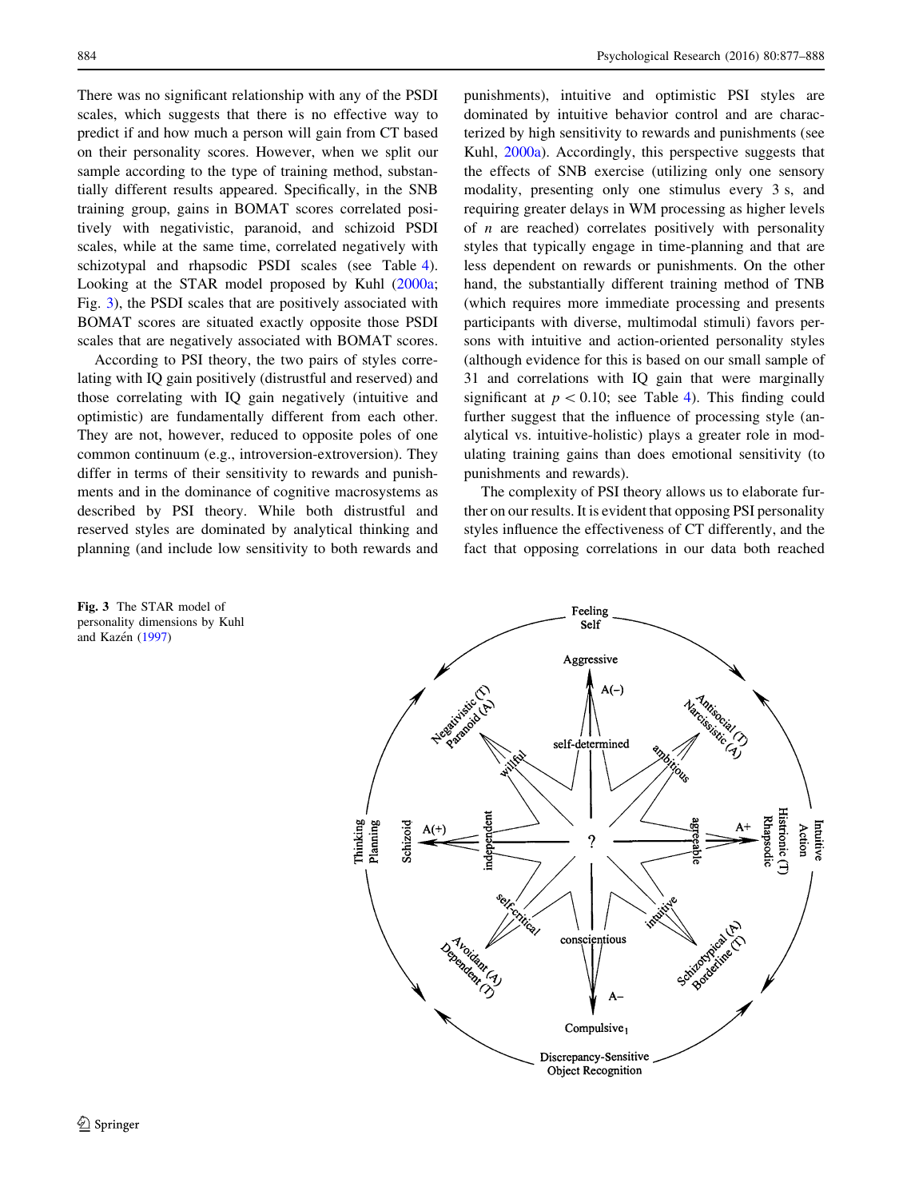There was no significant relationship with any of the PSDI scales, which suggests that there is no effective way to predict if and how much a person will gain from CT based on their personality scores. However, when we split our sample according to the type of training method, substantially different results appeared. Specifically, in the SNB training group, gains in BOMAT scores correlated positively with negativistic, paranoid, and schizoid PSDI scales, while at the same time, correlated negatively with schizotypal and rhapsodic PSDI scales (see Table 4). Looking at the STAR model proposed by Kuhl (2000a; Fig. 3), the PSDI scales that are positively associated with BOMAT scores are situated exactly opposite those PSDI scales that are negatively associated with BOMAT scores.

According to PSI theory, the two pairs of styles correlating with IQ gain positively (distrustful and reserved) and those correlating with IQ gain negatively (intuitive and optimistic) are fundamentally different from each other. They are not, however, reduced to opposite poles of one common continuum (e.g., introversion-extroversion). They differ in terms of their sensitivity to rewards and punishments and in the dominance of cognitive macrosystems as described by PSI theory. While both distrustful and reserved styles are dominated by analytical thinking and planning (and include low sensitivity to both rewards and punishments), intuitive and optimistic PSI styles are dominated by intuitive behavior control and are characterized by high sensitivity to rewards and punishments (see Kuhl, 2000a). Accordingly, this perspective suggests that the effects of SNB exercise (utilizing only one sensory modality, presenting only one stimulus every 3 s, and requiring greater delays in WM processing as higher levels of $n$ are reached) correlates positively with personality styles that typically engage in time-planning and that are less dependent on rewards or punishments. On the other hand, the substantially different training method of TNB (which requires more immediate processing and presents participants with diverse, multimodal stimuli) favors persons with intuitive and action-oriented personality styles (although evidence for this is based on our small sample of 31 and correlations with IQ gain that were marginally significant at $p < 0.10$; see Table 4). This finding could further suggest that the influence of processing style (analytical vs. intuitive-holistic) plays a greater role in modulating training gains than does emotional sensitivity (to punishments and rewards).

The complexity of PSI theory allows us to elaborate further on our results. It is evident that opposing PSI personality styles influence the effectiveness of CT differently, and the fact that opposing correlations in our data both reached

**Fig. 3** The STAR model of personality dimensions by Kuhl and Kazén (1997)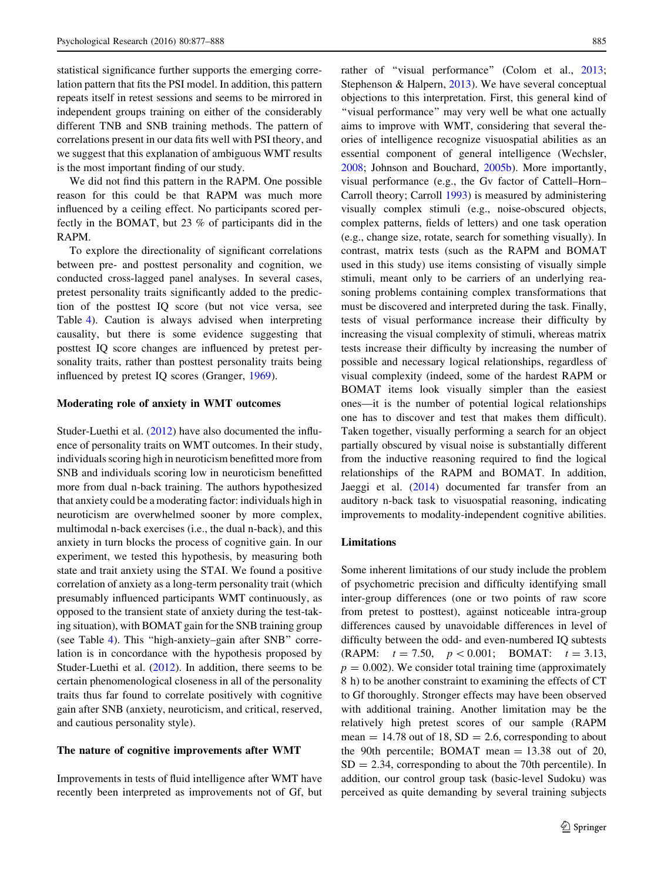statistical significance further supports the emerging correlation pattern that fits the PSI model. In addition, this pattern repeats itself in retest sessions and seems to be mirrored in independent groups training on either of the considerably different TNB and SNB training methods. The pattern of correlations present in our data fits well with PSI theory, and we suggest that this explanation of ambiguous WMT results is the most important finding of our study.

We did not find this pattern in the RAPM. One possible reason for this could be that RAPM was much more influenced by a ceiling effect. No participants scored perfectly in the BOMAT, but 23 % of participants did in the RAPM.

To explore the directionality of significant correlations between pre- and posttest personality and cognition, we conducted cross-lagged panel analyses. In several cases, pretest personality traits significantly added to the prediction of the posttest IQ score (but not vice versa, see Table 4). Caution is always advised when interpreting causality, but there is some evidence suggesting that posttest IQ score changes are influenced by pretest personality traits, rather than posttest personality traits being influenced by pretest IQ scores (Granger, 1969).

### Moderating role of anxiety in WMT outcomes

Studer-Luethi et al. (2012) have also documented the influence of personality traits on WMT outcomes. In their study, individuals scoring high in neuroticism benefitted more from SNB and individuals scoring low in neuroticism benefitted more from dual n-back training. The authors hypothesized that anxiety could be a moderating factor: individuals high in neuroticism are overwhelmed sooner by more complex, multimodal n-back exercises (i.e., the dual n-back), and this anxiety in turn blocks the process of cognitive gain. In our experiment, we tested this hypothesis, by measuring both state and trait anxiety using the STAI. We found a positive correlation of anxiety as a long-term personality trait (which presumably influenced participants WMT continuously, as opposed to the transient state of anxiety during the test-taking situation), with BOMAT gain for the SNB training group (see Table 4). This "high-anxiety–gain after SNB" correlation is in concordance with the hypothesis proposed by Studer-Luethi et al. (2012). In addition, there seems to be certain phenomenological closeness in all of the personality traits thus far found to correlate positively with cognitive gain after SNB (anxiety, neuroticism, and critical, reserved, and cautious personality style).

### The nature of cognitive improvements after WMT

Improvements in tests of fluid intelligence after WMT have recently been interpreted as improvements not of Gf, but rather of "visual performance" (Colom et al., 2013; Stephenson & Halpern, 2013). We have several conceptual objections to this interpretation. First, this general kind of "visual performance" may very well be what one actually aims to improve with WMT, considering that several theories of intelligence recognize visuospatial abilities as an essential component of general intelligence (Wechsler, 2008; Johnson and Bouchard, 2005b). More importantly, visual performance (e.g., the Gv factor of Cattell–Horn–Carroll theory; Carroll 1993) is measured by administering visually complex stimuli (e.g., noise-obscured objects, complex patterns, fields of letters) and one task operation (e.g., change size, rotate, search for something visually). In contrast, matrix tests (such as the RAPM and BOMAT used in this study) use items consisting of visually simple stimuli, meant only to be carriers of an underlying reasoning problems containing complex transformations that must be discovered and interpreted during the task. Finally, tests of visual performance increase their difficulty by increasing the visual complexity of stimuli, whereas matrix tests increase their difficulty by increasing the number of possible and necessary logical relationships, regardless of visual complexity (indeed, some of the hardest RAPM or BOMAT items look visually simpler than the easiest ones—it is the number of potential logical relationships one has to discover and test that makes them difficult). Taken together, visually performing a search for an object partially obscured by visual noise is substantially different from the inductive reasoning required to find the logical relationships of the RAPM and BOMAT. In addition, Jaeggi et al. (2014) documented far transfer from an auditory n-back task to visuospatial reasoning, indicating improvements to modality-independent cognitive abilities.

### Limitations

Some inherent limitations of our study include the problem of psychometric precision and difficulty identifying small inter-group differences (one or two points of raw score from pretest to posttest), against noticeable intra-group differences caused by unavoidable differences in level of difficulty between the odd- and even-numbered IQ subtests (RAPM: $t = 7.50$, $p < 0.001$; BOMAT: $t = 3.13$, $p = 0.002$). We consider total training time (approximately 8 h) to be another constraint to examining the effects of CT to Gf thoroughly. Stronger effects may have been observed with additional training. Another limitation may be the relatively high pretest scores of our sample (RAPM mean = 14.78 out of 18, SD = 2.6, corresponding to about the 90th percentile; BOMAT mean = 13.38 out of 20, SD = 2.34, corresponding to about the 70th percentile). In addition, our control group task (basic-level Sudoku) was perceived as quite demanding by several training subjects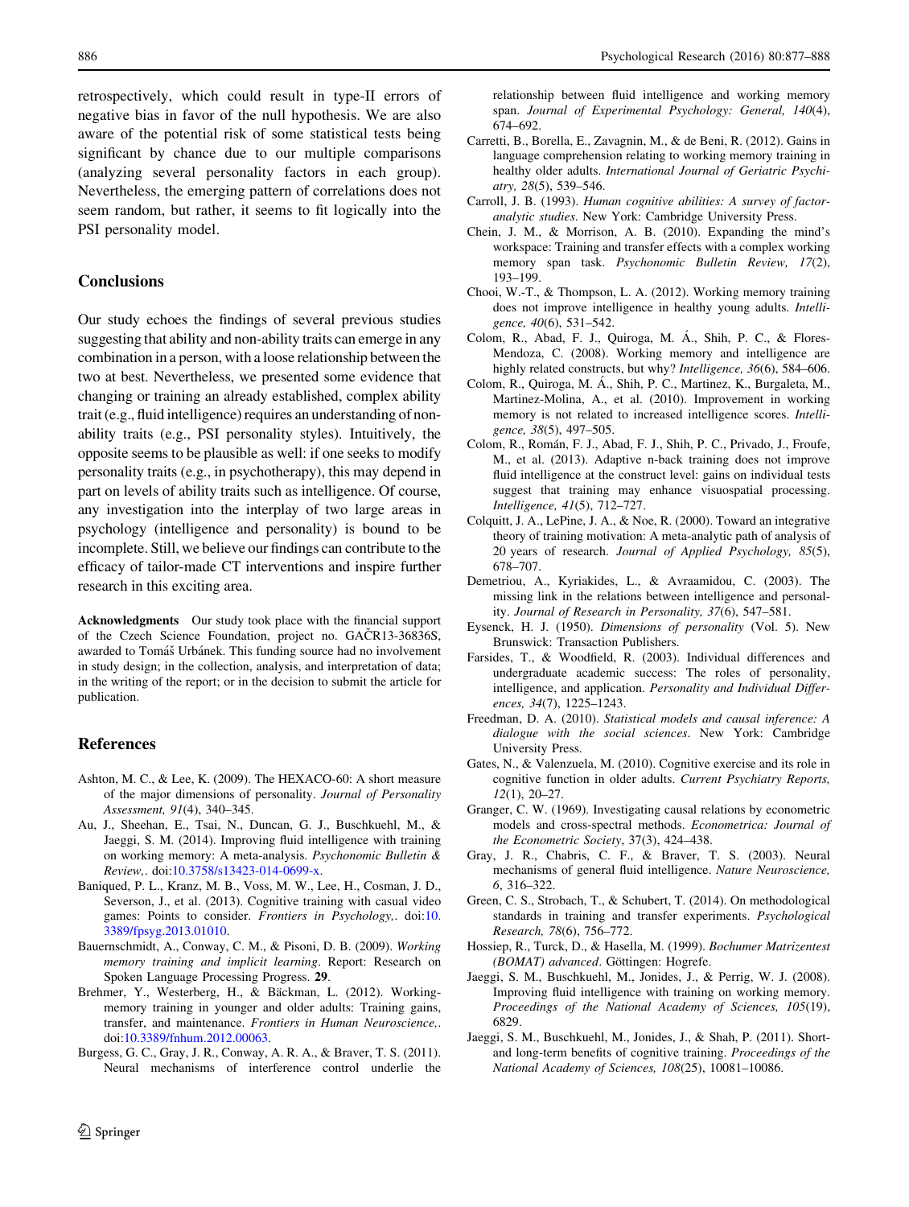retrospectively, which could result in type-II errors of negative bias in favor of the null hypothesis. We are also aware of the potential risk of some statistical tests being significant by chance due to our multiple comparisons (analyzing several personality factors in each group). Nevertheless, the emerging pattern of correlations does not seem random, but rather, it seems to fit logically into the PSI personality model.

## Conclusions

Our study echoes the findings of several previous studies suggesting that ability and non-ability traits can emerge in any combination in a person, with a loose relationship between the two at best. Nevertheless, we presented some evidence that changing or training an already established, complex ability trait (e.g., fluid intelligence) requires an understanding of non-ability traits (e.g., PSI personality styles). Intuitively, the opposite seems to be plausible as well: if one seeks to modify personality traits (e.g., in psychotherapy), this may depend in part on levels of ability traits such as intelligence. Of course, any investigation into the interplay of two large areas in psychology (intelligence and personality) is bound to be incomplete. Still, we believe our findings can contribute to the efficacy of tailor-made CT interventions and inspire further research in this exciting area.

**Acknowledgments** Our study took place with the financial support of the Czech Science Foundation, project no. GAČR13-36836S, awarded to Tomáš Urbánek. This funding source had no involvement in study design; in the collection, analysis, and interpretation of data; in the writing of the report; or in the decision to submit the article for publication.

## References

- Ashton, M. C., & Lee, K. (2009). The HEXACO-60: A short measure of the major dimensions of personality. *Journal of Personality Assessment, 91*(4), 340–345.
- Au, J., Sheehan, E., Tsai, N., Duncan, G. J., Buschkuehl, M., & Jaeggi, S. M. (2014). Improving fluid intelligence with training on working memory: A meta-analysis. *Psychonomic Bulletin & Review,*. doi:10.3758/s13423-014-0699-x.
- Baniqued, P. L., Kranz, M. B., Voss, M. W., Lee, H., Cosman, J. D., Severson, J., et al. (2013). Cognitive training with casual video games: Points to consider. *Frontiers in Psychology,*. doi:10.3389/fpsyg.2013.01010.
- Bauernschmidt, A., Conway, C. M., & Pisoni, D. B. (2009). *Working memory training and implicit learning*. Report: Research on Spoken Language Processing Progress. **29**.
- Brehmer, Y., Westerberg, H., & Bäckman, L. (2012). Working-memory training in younger and older adults: Training gains, transfer, and maintenance. *Frontiers in Human Neuroscience,*. doi:10.3389/fnhum.2012.00063.
- Burgess, G. C., Gray, J. R., Conway, A. R. A., & Braver, T. S. (2011). Neural mechanisms of interference control underlie the relationship between fluid intelligence and working memory span. *Journal of Experimental Psychology: General, 140*(4), 674–692.
- Carretti, B., Borella, E., Zavagnin, M., & de Beni, R. (2012). Gains in language comprehension relating to working memory training in healthy older adults. *International Journal of Geriatric Psychiatry, 28*(5), 539–546.
- Carroll, J. B. (1993). *Human cognitive abilities: A survey of factor-analytic studies*. New York: Cambridge University Press.
- Chein, J. M., & Morrison, A. B. (2010). Expanding the mind's workspace: Training and transfer effects with a complex working memory span task. *Psychonomic Bulletin Review, 17*(2), 193–199.
- Chooi, W.-T., & Thompson, L. A. (2012). Working memory training does not improve intelligence in healthy young adults. *Intelligence, 40*(6), 531–542.
- Colom, R., Abad, F. J., Quiroga, M. Á., Shih, P. C., & Flores-Mendoza, C. (2008). Working memory and intelligence are highly related constructs, but why? *Intelligence, 36*(6), 584–606.
- Colom, R., Quiroga, M. Á., Shih, P. C., Martinez, K., Burgaleta, M., Martinez-Molina, A., et al. (2010). Improvement in working memory is not related to increased intelligence scores. *Intelligence, 38*(5), 497–505.
- Colom, R., Román, F. J., Abad, F. J., Shih, P. C., Privado, J., Froufe, M., et al. (2013). Adaptive n-back training does not improve fluid intelligence at the construct level: gains on individual tests suggest that training may enhance visuospatial processing. *Intelligence, 41*(5), 712–727.
- Colquitt, J. A., LePine, J. A., & Noe, R. (2000). Toward an integrative theory of training motivation: A meta-analytic path of analysis of 20 years of research. *Journal of Applied Psychology, 85*(5), 678–707.
- Demetriou, A., Kyriakides, L., & Avraamidou, C. (2003). The missing link in the relations between intelligence and personality. *Journal of Research in Personality, 37*(6), 547–581.
- Eysenck, H. J. (1950). *Dimensions of personality* (Vol. 5). New Brunswick: Transaction Publishers.
- Farsides, T., & Woodfield, R. (2003). Individual differences and undergraduate academic success: The roles of personality, intelligence, and application. *Personality and Individual Differences, 34*(7), 1225–1243.
- Freedman, D. A. (2010). *Statistical models and causal inference: A dialogue with the social sciences*. New York: Cambridge University Press.
- Gates, N., & Valenzuela, M. (2010). Cognitive exercise and its role in cognitive function in older adults. *Current Psychiatry Reports, 12*(1), 20–27.
- Granger, C. W. (1969). Investigating causal relations by econometric models and cross-spectral methods. *Econometrica: Journal of the Econometric Society*, 37(3), 424–438.
- Gray, J. R., Chabris, C. F., & Braver, T. S. (2003). Neural mechanisms of general fluid intelligence. *Nature Neuroscience, 6*, 316–322.
- Green, C. S., Strobach, T., & Schubert, T. (2014). On methodological standards in training and transfer experiments. *Psychological Research, 78*(6), 756–772.
- Hossiep, R., Turck, D., & Hasella, M. (1999). *Bochumer Matrizentest (BOMAT) advanced*. Göttingen: Hogrefe.
- Jaeggi, S. M., Buschkuehl, M., Jonides, J., & Perrig, W. J. (2008). Improving fluid intelligence with training on working memory. *Proceedings of the National Academy of Sciences, 105*(19), 6829.
- Jaeggi, S. M., Buschkuehl, M., Jonides, J., & Shah, P. (2011). Short- and long-term benefits of cognitive training. *Proceedings of the National Academy of Sciences, 108*(25), 10081–10086.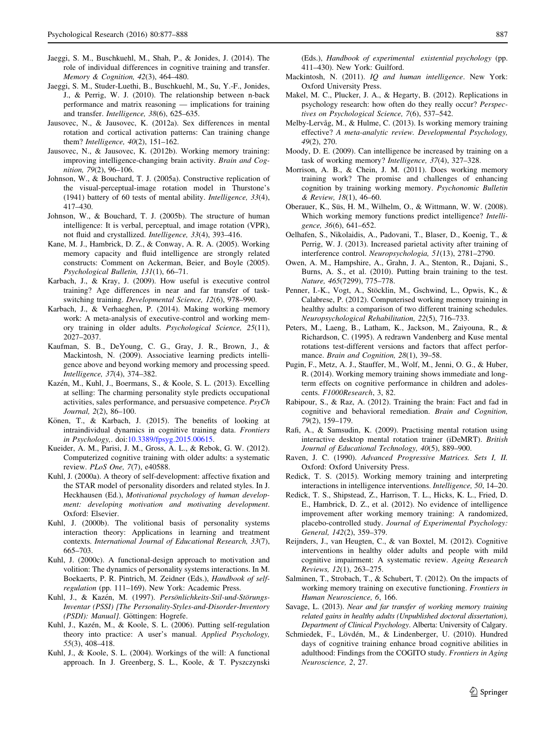Jaeggi, S. M., Buschkuehl, M., Shah, P., & Jonides, J. (2014). The role of individual differences in cognitive training and transfer. *Memory & Cognition, 42*(3), 464–480.

Jaeggi, S. M., Studer-Luethi, B., Buschkuehl, M., Su, Y.-F., Jonides, J., & Perrig, W. J. (2010). The relationship between n-back performance and matrix reasoning — implications for training and transfer. *Intelligence, 38*(6), 625–635.

Jausovec, N., & Jausovec, K. (2012a). Sex differences in mental rotation and cortical activation patterns: Can training change them? *Intelligence, 40*(2), 151–162.

Jausovec, N., & Jausovec, K. (2012b). Working memory training: improving intelligence-changing brain activity. *Brain and Cognition, 79*(2), 96–106.

Johnson, W., & Bouchard, T. J. (2005a). Constructive replication of the visual-perceptual-image rotation model in Thurstone's (1941) battery of 60 tests of mental ability. *Intelligence, 33*(4), 417–430.

Johnson, W., & Bouchard, T. J. (2005b). The structure of human intelligence: It is verbal, perceptual, and image rotation (VPR), not fluid and crystallized. *Intelligence, 33*(4), 393–416.

Kane, M. J., Hambrick, D. Z., & Conway, A. R. A. (2005). Working memory capacity and fluid intelligence are strongly related constructs: Comment on Ackerman, Beier, and Boyle (2005). *Psychological Bulletin, 131*(1), 66–71.

Karbach, J., & Kray, J. (2009). How useful is executive control training? Age differences in near and far transfer of task-switching training. *Developmental Science, 12*(6), 978–990.

Karbach, J., & Verhaeghen, P. (2014). Making working memory work: A meta-analysis of executive-control and working memory training in older adults. *Psychological Science, 25*(11), 2027–2037.

Kaufman, S. B., DeYoung, C. G., Gray, J. R., Brown, J., & Mackintosh, N. (2009). Associative learning predicts intelligence above and beyond working memory and processing speed. *Intelligence, 37*(4), 374–382.

Kazén, M., Kuhl, J., Boermans, S., & Koole, S. L. (2013). Excelling at selling: The charming personality style predicts occupational activities, sales performance, and persuasive competence. *PsyCh Journal, 2*(2), 86–100.

Könen, T., & Karbach, J. (2015). The benefits of looking at intraindividual dynamics in cognitive training data. *Frontiers in Psychology,*. doi:10.3389/fpsyg.2015.00615.

Kueider, A. M., Parisi, J. M., Gross, A. L., & Rebok, G. W. (2012). Computerized cognitive training with older adults: a systematic review. *PLoS One, 7*(7), e40588.

Kuhl, J. (2000a). A theory of self-development: affective fixation and the STAR model of personality disorders and related styles. In J. Heckhausen (Ed.), *Motivational psychology of human development: developing motivation and motivating development*. Oxford: Elsevier.

Kuhl, J. (2000b). The volitional basis of personality systems interaction theory: Applications in learning and treatment contexts. *International Journal of Educational Research, 33*(7), 665–703.

Kuhl, J. (2000c). A functional-design approach to motivation and volition: The dynamics of personality systems interactions. In M. Boekaerts, P. R. Pintrich, M. Zeidner (Eds.), *Handbook of self-regulation* (pp. 111–169). New York: Academic Press.

Kuhl, J., & Kazén, M. (1997). *Persönlichkeits-Stil-und-Störungs-Inventar (PSSI) [The Personality-Styles-and-Disorder-Inventory (PSDI): Manual]*. Göttingen: Hogrefe.

Kuhl, J., Kazén, M., & Koole, S. L. (2006). Putting self-regulation theory into practice: A user's manual. *Applied Psychology, 55*(3), 408–418.

Kuhl, J., & Koole, S. L. (2004). Workings of the will: A functional approach. In J. Greenberg, S. L., Koole, & T. Pyszczynski (Eds.), *Handbook of experimental existential psychology* (pp. 411–430). New York: Guilford.

Mackintosh, N. (2011). *IQ and human intelligence*. New York: Oxford University Press.

Makel, M. C., Plucker, J. A., & Hegarty, B. (2012). Replications in psychology research: how often do they really occur? *Perspectives on Psychological Science, 7*(6), 537–542.

Melby-Lervåg, M., & Hulme, C. (2013). Is working memory training effective? *A meta-analytic review. Developmental Psychology, 49*(2), 270.

Moody, D. E. (2009). Can intelligence be increased by training on a task of working memory? *Intelligence, 37*(4), 327–328.

Morrison, A. B., & Chein, J. M. (2011). Does working memory training work? The promise and challenges of enhancing cognition by training working memory. *Psychonomic Bulletin & Review, 18*(1), 46–60.

Oberauer, K., Süs, H. M., Wilhelm, O., & Wittmann, W. W. (2008). Which working memory functions predict intelligence? *Intelligence, 36*(6), 641–652.

Oelhafen, S., Nikolaidis, A., Padovani, T., Blaser, D., Koenig, T., & Perrig, W. J. (2013). Increased parietal activity after training of interference control. *Neuropsychologia, 51*(13), 2781–2790.

Owen, A. M., Hampshire, A., Grahn, J. A., Stenton, R., Dajani, S., Burns, A. S., et al. (2010). Putting brain training to the test. *Nature, 465*(7299), 775–778.

Penner, I.-K., Vogt, A., Stöcklin, M., Gschwind, L., Opwis, K., & Calabrese, P. (2012). Computerised working memory training in healthy adults: a comparison of two different training schedules. *Neuropsychological Rehabilitation, 22*(5), 716–733.

Peters, M., Laeng, B., Latham, K., Jackson, M., Zaiyouna, R., & Richardson, C. (1995). A redrawn Vandenberg and Kuse mental rotations test-different versions and factors that affect performance. *Brain and Cognition, 28*(1), 39–58.

Pugin, F., Metz, A. J., Stauffer, M., Wolf, M., Jenni, O. G., & Huber, R. (2014). Working memory training shows immediate and long-term effects on cognitive performance in children and adolescents. *F1000Research*, 3, 82.

Rabipour, S., & Raz, A. (2012). Training the brain: Fact and fad in cognitive and behavioral remediation. *Brain and Cognition, 79*(2), 159–179.

Rafi, A., & Samsudin, K. (2009). Practising mental rotation using interactive desktop mental rotation trainer (iDeMRT). *British Journal of Educational Technology, 40*(5), 889–900.

Raven, J. C. (1990). *Advanced Progressive Matrices. Sets I, II.* Oxford: Oxford University Press.

Redick, T. S. (2015). Working memory training and interpreting interactions in intelligence interventions. *Intelligence, 50*, 14–20.

Redick, T. S., Shipstead, Z., Harrison, T. L., Hicks, K. L., Fried, D. E., Hambrick, D. Z., et al. (2012). No evidence of intelligence improvement after working memory training: A randomized, placebo-controlled study. *Journal of Experimental Psychology: General, 142*(2), 359–379.

Reijnders, J., van Heugten, C., & van Boxtel, M. (2012). Cognitive interventions in healthy older adults and people with mild cognitive impairment: A systematic review. *Ageing Research Reviews, 12*(1), 263–275.

Salminen, T., Strobach, T., & Schubert, T. (2012). On the impacts of working memory training on executive functioning. *Frontiers in Human Neuroscience, 6*, 166.

Savage, L. (2013). *Near and far transfer of working memory training related gains in healthy adults (Unpublished doctoral dissertation), Department of Clinical Psychology*. Alberta: University of Calgary.

Schmiedek, F., Lövdén, M., & Lindenberger, U. (2010). Hundred days of cognitive training enhance broad cognitive abilities in adulthood: Findings from the COGITO study. *Frontiers in Aging Neuroscience, 2*, 27.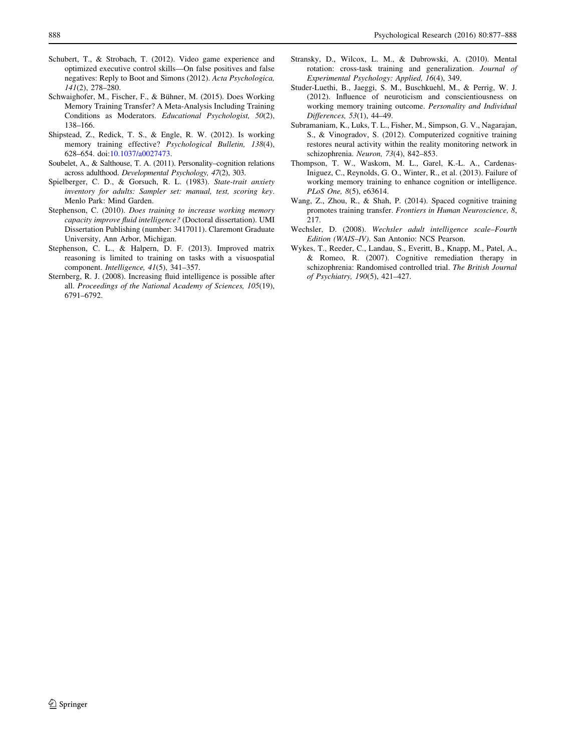Schubert, T., & Strobach, T. (2012). Video game experience and optimized executive control skills—On false positives and false negatives: Reply to Boot and Simons (2012). *Acta Psychologica, 141*(2), 278–280.

Schwaighofer, M., Fischer, F., & Bühner, M. (2015). Does Working Memory Training Transfer? A Meta-Analysis Including Training Conditions as Moderators. *Educational Psychologist, 50*(2), 138–166.

Shipstead, Z., Redick, T. S., & Engle, R. W. (2012). Is working memory training effective? *Psychological Bulletin, 138*(4), 628–654. doi:10.1037/a0027473.

Soubelet, A., & Salthouse, T. A. (2011). Personality–cognition relations across adulthood. *Developmental Psychology, 47*(2), 303.

Spielberger, C. D., & Gorsuch, R. L. (1983). *State-trait anxiety inventory for adults: Sampler set: manual, test, scoring key*. Menlo Park: Mind Garden.

Stephenson, C. (2010). *Does training to increase working memory capacity improve fluid intelligence?* (Doctoral dissertation). UMI Dissertation Publishing (number: 3417011). Claremont Graduate University, Ann Arbor, Michigan.

Stephenson, C. L., & Halpern, D. F. (2013). Improved matrix reasoning is limited to training on tasks with a visuospatial component. *Intelligence, 41*(5), 341–357.

Sternberg, R. J. (2008). Increasing fluid intelligence is possible after all. *Proceedings of the National Academy of Sciences, 105*(19), 6791–6792.

Stransky, D., Wilcox, L. M., & Dubrowski, A. (2010). Mental rotation: cross-task training and generalization. *Journal of Experimental Psychology: Applied, 16*(4), 349.

Studer-Luethi, B., Jaeggi, S. M., Buschkuehl, M., & Perrig, W. J. (2012). Influence of neuroticism and conscientiousness on working memory training outcome. *Personality and Individual Differences, 53*(1), 44–49.

Subramaniam, K., Luks, T. L., Fisher, M., Simpson, G. V., Nagarajan, S., & Vinogradov, S. (2012). Computerized cognitive training restores neural activity within the reality monitoring network in schizophrenia. *Neuron, 73*(4), 842–853.

Thompson, T. W., Waskom, M. L., Garel, K.-L. A., Cardenas-Iniguez, C., Reynolds, G. O., Winter, R., et al. (2013). Failure of working memory training to enhance cognition or intelligence. *PLoS One, 8*(5), e63614.

Wang, Z., Zhou, R., & Shah, P. (2014). Spaced cognitive training promotes training transfer. *Frontiers in Human Neuroscience, 8*, 217.

Wechsler, D. (2008). *Wechsler adult intelligence scale–Fourth Edition (WAIS–IV)*. San Antonio: NCS Pearson.

Wykes, T., Reeder, C., Landau, S., Everitt, B., Knapp, M., Patel, A., & Romeo, R. (2007). Cognitive remediation therapy in schizophrenia: Randomised controlled trial. *The British Journal of Psychiatry, 190*(5), 421–427.